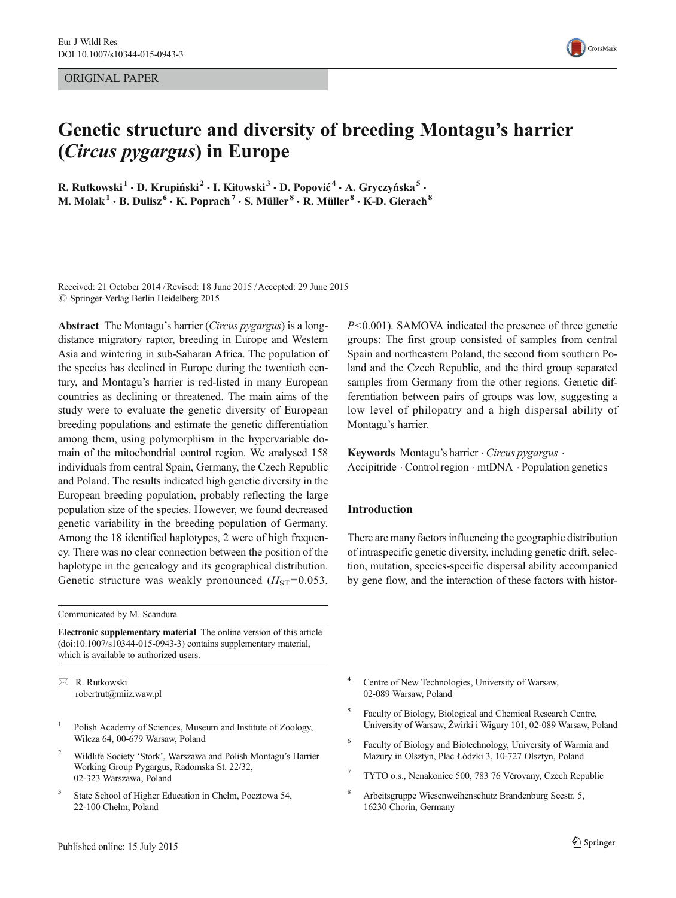ORIGINAL PAPER

# Genetic structure and diversity of breeding Montagu's harrier (*Circus pygargus*) in Europe

R. Rutkowski[1] · D. Krupiński[2] · I. Kitowski[3] · D. Popović[4] · A. Gryczyńska[5] · M. Molak[1] · B. Dulisz[6] · K. Poprach[7] · S. Müller[8] · R. Müller[8] · K-D. Gierach[8]

Received: 21 October 2014 / Revised: 18 June 2015 / Accepted: 29 June 2015
© Springer-Verlag Berlin Heidelberg 2015

**Abstract** The Montagu's harrier (*Circus pygargus*) is a long-distance migratory raptor, breeding in Europe and Western Asia and wintering in sub-Saharan Africa. The population of the species has declined in Europe during the twentieth century, and Montagu's harrier is red-listed in many European countries as declining or threatened. The main aims of the study were to evaluate the genetic diversity of European breeding populations and estimate the genetic differentiation among them, using polymorphism in the hypervariable domain of the mitochondrial control region. We analysed 158 individuals from central Spain, Germany, the Czech Republic and Poland. The results indicated high genetic diversity in the European breeding population, probably reflecting the large population size of the species. However, we found decreased genetic variability in the breeding population of Germany. Among the 18 identified haplotypes, 2 were of high frequency. There was no clear connection between the position of the haplotype in the genealogy and its geographical distribution. Genetic structure was weakly pronounced ($H_{ST}=0.053$, $P<0.001$). SAMOVA indicated the presence of three genetic groups: The first group consisted of samples from central Spain and northeastern Poland, the second from southern Poland and the Czech Republic, and the third group separated samples from Germany from the other regions. Genetic differentiation between pairs of groups was low, suggesting a low level of philopatry and a high dispersal ability of Montagu's harrier.

**Keywords** Montagu's harrier · *Circus pygargus* · Accipitride · Control region · mtDNA · Population genetics

## Introduction

There are many factors influencing the geographic distribution of intraspecific genetic diversity, including genetic drift, selection, mutation, species-specific dispersal ability accompanied by gene flow, and the interaction of these factors with histor-

Communicated by M. Scandura

**Electronic supplementary material** The online version of this article (doi:10.1007/s10344-015-0943-3) contains supplementary material, which is available to authorized users.

✉ R. Rutkowski
robertrut@miiz.waw.pl

[1] Polish Academy of Sciences, Museum and Institute of Zoology, Wilcza 64, 00-679 Warsaw, Poland

[2] Wildlife Society 'Stork', Warszawa and Polish Montagu's Harrier Working Group Pygargus, Radomska St. 22/32, 02-323 Warszawa, Poland

[3] State School of Higher Education in Chełm, Pocztowa 54, 22-100 Chełm, Poland

[4] Centre of New Technologies, University of Warsaw, 02-089 Warsaw, Poland

[5] Faculty of Biology, Biological and Chemical Research Centre, University of Warsaw, Żwirki i Wigury 101, 02-089 Warsaw, Poland

[6] Faculty of Biology and Biotechnology, University of Warmia and Mazury in Olsztyn, Plac Łódzki 3, 10-727 Olsztyn, Poland

[7] TYTO o.s., Nenakonice 500, 783 76 Věrovany, Czech Republic

[8] Arbeitsgruppe Wiesenweihenschutz Brandenburg Seestr. 5, 16230 Chorin, Germany

Published online: 15 July 2015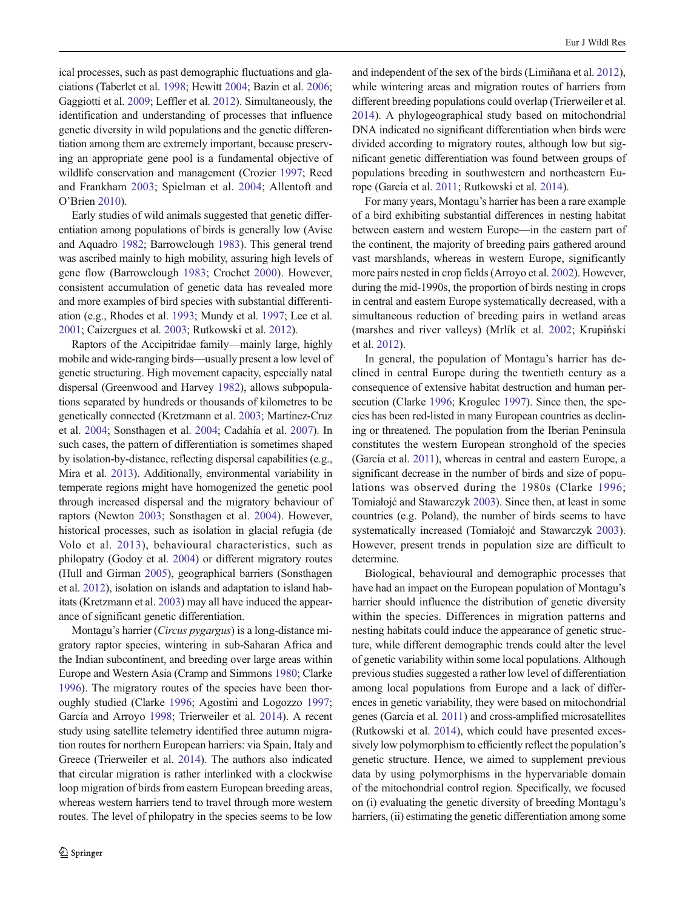ical processes, such as past demographic fluctuations and glaciations (Taberlet et al. 1998; Hewitt 2004; Bazin et al. 2006; Gaggiotti et al. 2009; Leffler et al. 2012). Simultaneously, the identification and understanding of processes that influence genetic diversity in wild populations and the genetic differentiation among them are extremely important, because preserving an appropriate gene pool is a fundamental objective of wildlife conservation and management (Crozier 1997; Reed and Frankham 2003; Spielman et al. 2004; Allentoft and O'Brien 2010).

Early studies of wild animals suggested that genetic differentiation among populations of birds is generally low (Avise and Aquadro 1982; Barrowclough 1983). This general trend was ascribed mainly to high mobility, assuring high levels of gene flow (Barrowclough 1983; Crochet 2000). However, consistent accumulation of genetic data has revealed more and more examples of bird species with substantial differentiation (e.g., Rhodes et al. 1993; Mundy et al. 1997; Lee et al. 2001; Caizergues et al. 2003; Rutkowski et al. 2012).

Raptors of the Accipitridae family—mainly large, highly mobile and wide-ranging birds—usually present a low level of genetic structuring. High movement capacity, especially natal dispersal (Greenwood and Harvey 1982), allows subpopulations separated by hundreds or thousands of kilometres to be genetically connected (Kretzmann et al. 2003; Martínez-Cruz et al. 2004; Sonsthagen et al. 2004; Cadahía et al. 2007). In such cases, the pattern of differentiation is sometimes shaped by isolation-by-distance, reflecting dispersal capabilities (e.g., Mira et al. 2013). Additionally, environmental variability in temperate regions might have homogenized the genetic pool through increased dispersal and the migratory behaviour of raptors (Newton 2003; Sonsthagen et al. 2004). However, historical processes, such as isolation in glacial refugia (de Volo et al. 2013), behavioural characteristics, such as philopatry (Godoy et al. 2004) or different migratory routes (Hull and Girman 2005), geographical barriers (Sonsthagen et al. 2012), isolation on islands and adaptation to island habitats (Kretzmann et al. 2003) may all have induced the appearance of significant genetic differentiation.

Montagu's harrier (*Circus pygargus*) is a long-distance migratory raptor species, wintering in sub-Saharan Africa and the Indian subcontinent, and breeding over large areas within Europe and Western Asia (Cramp and Simmons 1980; Clarke 1996). The migratory routes of the species have been thoroughly studied (Clarke 1996; Agostini and Logozzo 1997; García and Arroyo 1998; Trierweiler et al. 2014). A recent study using satellite telemetry identified three autumn migration routes for northern European harriers: via Spain, Italy and Greece (Trierweiler et al. 2014). The authors also indicated that circular migration is rather interlinked with a clockwise loop migration of birds from eastern European breeding areas, whereas western harriers tend to travel through more western routes. The level of philopatry in the species seems to be low and independent of the sex of the birds (Limiñana et al. 2012), while wintering areas and migration routes of harriers from different breeding populations could overlap (Trierweiler et al. 2014). A phylogeographical study based on mitochondrial DNA indicated no significant differentiation when birds were divided according to migratory routes, although low but significant genetic differentiation was found between groups of populations breeding in southwestern and northeastern Europe (García et al. 2011; Rutkowski et al. 2014).

For many years, Montagu's harrier has been a rare example of a bird exhibiting substantial differences in nesting habitat between eastern and western Europe—in the eastern part of the continent, the majority of breeding pairs gathered around vast marshlands, whereas in western Europe, significantly more pairs nested in crop fields (Arroyo et al. 2002). However, during the mid-1990s, the proportion of birds nesting in crops in central and eastern Europe systematically decreased, with a simultaneous reduction of breeding pairs in wetland areas (marshes and river valleys) (Mrlík et al. 2002; Krupiński et al. 2012).

In general, the population of Montagu's harrier has declined in central Europe during the twentieth century as a consequence of extensive habitat destruction and human persecution (Clarke 1996; Krogulec 1997). Since then, the species has been red-listed in many European countries as declining or threatened. The population from the Iberian Peninsula constitutes the western European stronghold of the species (García et al. 2011), whereas in central and eastern Europe, a significant decrease in the number of birds and size of populations was observed during the 1980s (Clarke 1996; Tomiałojć and Stawarczyk 2003). Since then, at least in some countries (e.g. Poland), the number of birds seems to have systematically increased (Tomiałojć and Stawarczyk 2003). However, present trends in population size are difficult to determine.

Biological, behavioural and demographic processes that have had an impact on the European population of Montagu's harrier should influence the distribution of genetic diversity within the species. Differences in migration patterns and nesting habitats could induce the appearance of genetic structure, while different demographic trends could alter the level of genetic variability within some local populations. Although previous studies suggested a rather low level of differentiation among local populations from Europe and a lack of differences in genetic variability, they were based on mitochondrial genes (García et al. 2011) and cross-amplified microsatellites (Rutkowski et al. 2014), which could have presented excessively low polymorphism to efficiently reflect the population's genetic structure. Hence, we aimed to supplement previous data by using polymorphisms in the hypervariable domain of the mitochondrial control region. Specifically, we focused on (i) evaluating the genetic diversity of breeding Montagu's harriers, (ii) estimating the genetic differentiation among some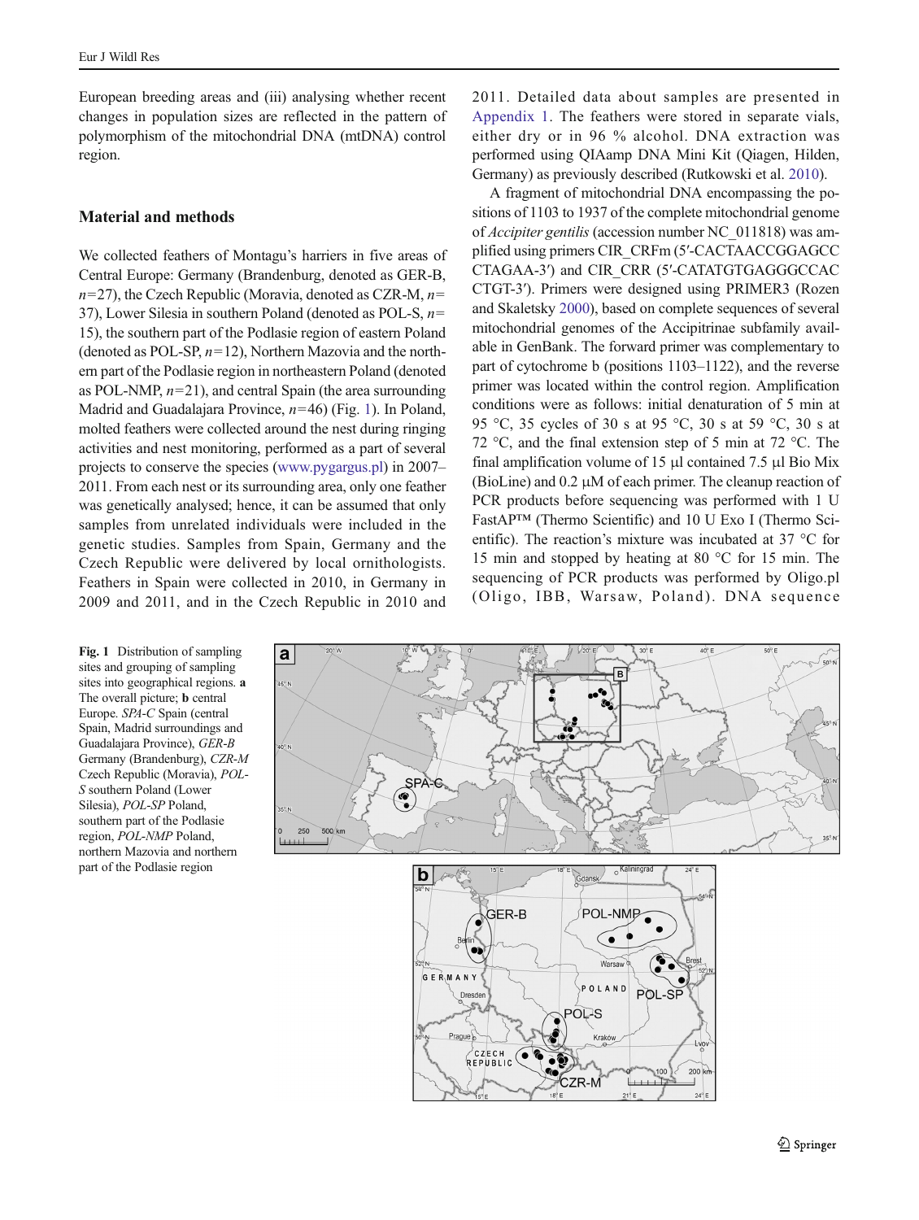European breeding areas and (iii) analysing whether recent changes in population sizes are reflected in the pattern of polymorphism of the mitochondrial DNA (mtDNA) control region.

## Material and methods

We collected feathers of Montagu's harriers in five areas of Central Europe: Germany (Brandenburg, denoted as GER-B, $n=27$), the Czech Republic (Moravia, denoted as CZR-M, $n=37$), Lower Silesia in southern Poland (denoted as POL-S, $n=15$), the southern part of the Podlasie region of eastern Poland (denoted as POL-SP, $n=12$), Northern Mazovia and the northern part of the Podlasie region in northeastern Poland (denoted as POL-NMP, $n=21$), and central Spain (the area surrounding Madrid and Guadalajara Province, $n=46$) (Fig. 1). In Poland, molted feathers were collected around the nest during ringing activities and nest monitoring, performed as a part of several projects to conserve the species (www.pygargus.pl) in 2007–2011. From each nest or its surrounding area, only one feather was genetically analysed; hence, it can be assumed that only samples from unrelated individuals were included in the genetic studies. Samples from Spain, Germany and the Czech Republic were delivered by local ornithologists. Feathers in Spain were collected in 2010, in Germany in 2009 and 2011, and in the Czech Republic in 2010 and 2011. Detailed data about samples are presented in Appendix 1. The feathers were stored in separate vials, either dry or in 96 % alcohol. DNA extraction was performed using QIAamp DNA Mini Kit (Qiagen, Hilden, Germany) as previously described (Rutkowski et al. 2010).

A fragment of mitochondrial DNA encompassing the positions of 1103 to 1937 of the complete mitochondrial genome of *Accipiter gentilis* (accession number NC_011818) was amplified using primers CIR_CRFm (5′-CACTAACCGGAGCCCTAGAA-3′) and CIR_CRR (5′-CATATGTGAGGGCCACCTGT-3′). Primers were designed using PRIMER3 (Rozen and Skaletsky 2000), based on complete sequences of several mitochondrial genomes of the Accipitrinae subfamily available in GenBank. The forward primer was complementary to part of cytochrome b (positions 1103–1122), and the reverse primer was located within the control region. Amplification conditions were as follows: initial denaturation of 5 min at 95 °C, 35 cycles of 30 s at 95 °C, 30 s at 59 °C, 30 s at 72 °C, and the final extension step of 5 min at 72 °C. The final amplification volume of 15 μl contained 7.5 μl Bio Mix (BioLine) and 0.2 μM of each primer. The cleanup reaction of PCR products before sequencing was performed with 1 U FastAP™ (Thermo Scientific) and 10 U Exo I (Thermo Scientific). The reaction's mixture was incubated at 37 °C for 15 min and stopped by heating at 80 °C for 15 min. The sequencing of PCR products was performed by Oligo.pl (Oligo, IBB, Warsaw, Poland). DNA sequence

**Fig. 1** Distribution of sampling sites and grouping of sampling sites into geographical regions. **a** The overall picture; **b** central Europe. *SPA-C* Spain (central Spain, Madrid surroundings and Guadalajara Province), *GER-B* Germany (Brandenburg), *CZR-M* Czech Republic (Moravia), *POL-S* southern Poland (Lower Silesia), *POL-SP* Poland, southern part of the Podlasie region, *POL-NMP* Poland, northern Mazovia and northern part of the Podlasie region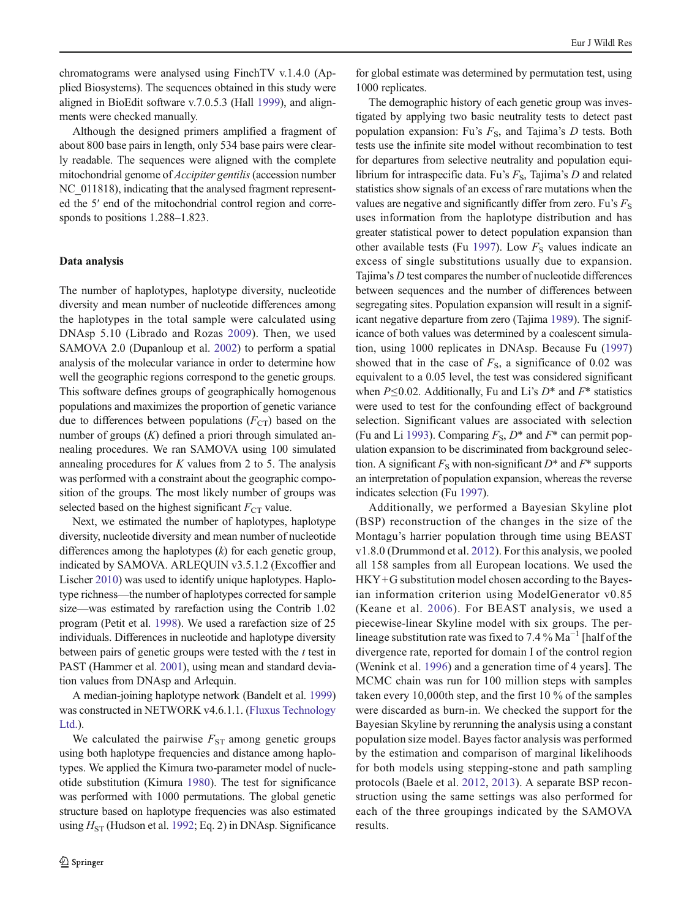chromatograms were analysed using FinchTV v.1.4.0 (Applied Biosystems). The sequences obtained in this study were aligned in BioEdit software v.7.0.5.3 (Hall 1999), and alignments were checked manually.

Although the designed primers amplified a fragment of about 800 base pairs in length, only 534 base pairs were clearly readable. The sequences were aligned with the complete mitochondrial genome of *Accipiter gentilis* (accession number NC_011818), indicating that the analysed fragment represented the 5′ end of the mitochondrial control region and corresponds to positions 1.288–1.823.

## Data analysis

The number of haplotypes, haplotype diversity, nucleotide diversity and mean number of nucleotide differences among the haplotypes in the total sample were calculated using DNAsp 5.10 (Librado and Rozas 2009). Then, we used SAMOVA 2.0 (Dupanloup et al. 2002) to perform a spatial analysis of the molecular variance in order to determine how well the geographic regions correspond to the genetic groups. This software defines groups of geographically homogenous populations and maximizes the proportion of genetic variance due to differences between populations ($F_{CT}$) based on the number of groups ($K$) defined a priori through simulated annealing procedures. We ran SAMOVA using 100 simulated annealing procedures for $K$ values from 2 to 5. The analysis was performed with a constraint about the geographic composition of the groups. The most likely number of groups was selected based on the highest significant $F_{CT}$ value.

Next, we estimated the number of haplotypes, haplotype diversity, nucleotide diversity and mean number of nucleotide differences among the haplotypes ($k$) for each genetic group, indicated by SAMOVA. ARLEQUIN v3.5.1.2 (Excoffier and Lischer 2010) was used to identify unique haplotypes. Haplotype richness—the number of haplotypes corrected for sample size—was estimated by rarefaction using the Contrib 1.02 program (Petit et al. 1998). We used a rarefaction size of 25 individuals. Differences in nucleotide and haplotype diversity between pairs of genetic groups were tested with the $t$ test in PAST (Hammer et al. 2001), using mean and standard deviation values from DNAsp and Arlequin.

A median-joining haplotype network (Bandelt et al. 1999) was constructed in NETWORK v4.6.1.1. (Fluxus Technology Ltd.).

We calculated the pairwise $F_{ST}$ among genetic groups using both haplotype frequencies and distance among haplotypes. We applied the Kimura two-parameter model of nucleotide substitution (Kimura 1980). The test for significance was performed with 1000 permutations. The global genetic structure based on haplotype frequencies was also estimated using $H_{ST}$ (Hudson et al. 1992; Eq. 2) in DNAsp. Significance for global estimate was determined by permutation test, using 1000 replicates.

The demographic history of each genetic group was investigated by applying two basic neutrality tests to detect past population expansion: Fu's $F_S$, and Tajima's $D$ tests. Both tests use the infinite site model without recombination to test for departures from selective neutrality and population equilibrium for intraspecific data. Fu's $F_S$, Tajima's $D$ and related statistics show signals of an excess of rare mutations when the values are negative and significantly differ from zero. Fu's $F_S$ uses information from the haplotype distribution and has greater statistical power to detect population expansion than other available tests (Fu 1997). Low $F_S$ values indicate an excess of single substitutions usually due to expansion. Tajima's $D$ test compares the number of nucleotide differences between sequences and the number of differences between segregating sites. Population expansion will result in a significant negative departure from zero (Tajima 1989). The significance of both values was determined by a coalescent simulation, using 1000 replicates in DNAsp. Because Fu (1997) showed that in the case of $F_S$, a significance of 0.02 was equivalent to a 0.05 level, the test was considered significant when $P \leq 0.02$. Additionally, Fu and Li's $D^*$ and $F^*$ statistics were used to test for the confounding effect of background selection. Significant values are associated with selection (Fu and Li 1993). Comparing $F_S$, $D^*$ and $F^*$ can permit population expansion to be discriminated from background selection. A significant $F_S$ with non-significant $D^*$ and $F^*$ supports an interpretation of population expansion, whereas the reverse indicates selection (Fu 1997).

Additionally, we performed a Bayesian Skyline plot (BSP) reconstruction of the changes in the size of the Montagu's harrier population through time using BEAST v1.8.0 (Drummond et al. 2012). For this analysis, we pooled all 158 samples from all European locations. We used the HKY+G substitution model chosen according to the Bayesian information criterion using ModelGenerator v0.85 (Keane et al. 2006). For BEAST analysis, we used a piecewise-linear Skyline model with six groups. The per-lineage substitution rate was fixed to 7.4 % $Ma^{-1}$ [half of the divergence rate, reported for domain I of the control region (Wenink et al. 1996) and a generation time of 4 years]. The MCMC chain was run for 100 million steps with samples taken every 10,000th step, and the first 10 % of the samples were discarded as burn-in. We checked the support for the Bayesian Skyline by rerunning the analysis using a constant population size model. Bayes factor analysis was performed by the estimation and comparison of marginal likelihoods for both models using stepping-stone and path sampling protocols (Baele et al. 2012, 2013). A separate BSP reconstruction using the same settings was also performed for each of the three groupings indicated by the SAMOVA results.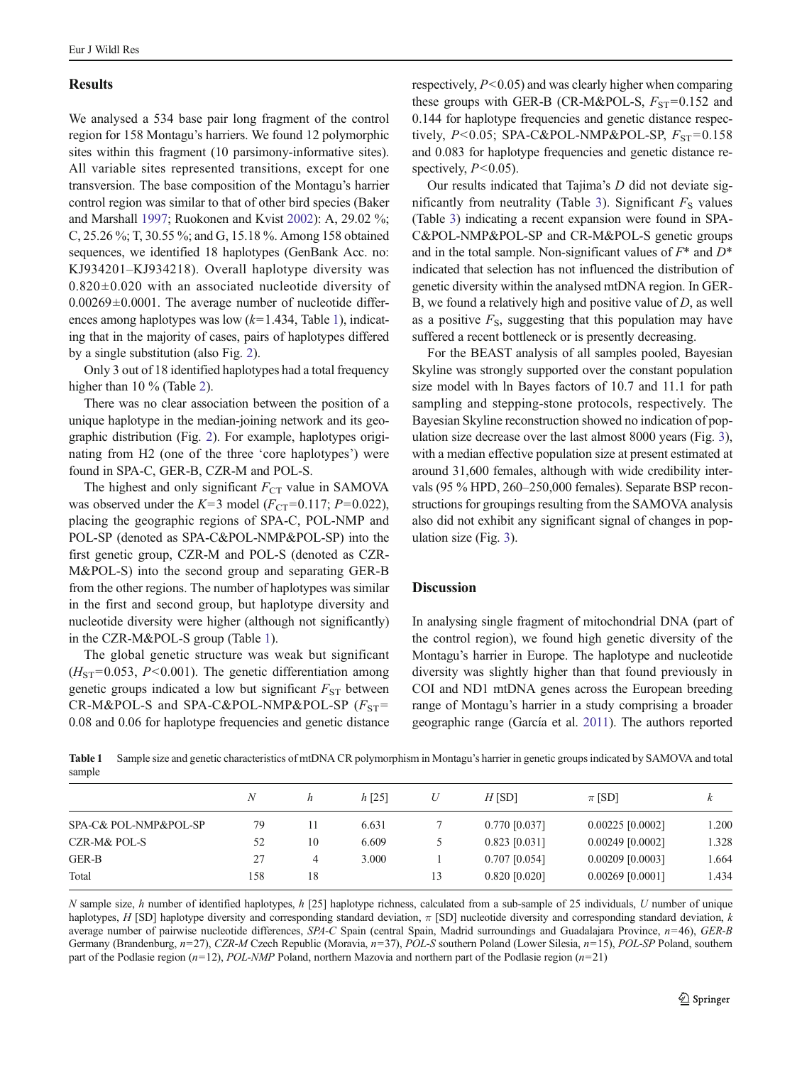## Results

We analysed a 534 base pair long fragment of the control region for 158 Montagu's harriers. We found 12 polymorphic sites within this fragment (10 parsimony-informative sites). All variable sites represented transitions, except for one transversion. The base composition of the Montagu's harrier control region was similar to that of other bird species (Baker and Marshall 1997; Ruokonen and Kvist 2002): A, 29.02 %; C, 25.26 %; T, 30.55 %; and G, 15.18 %. Among 158 obtained sequences, we identified 18 haplotypes (GenBank Acc. no: KJ934201–KJ934218). Overall haplotype diversity was $0.820 \pm 0.020$ with an associated nucleotide diversity of $0.00269 \pm 0.0001$. The average number of nucleotide differences among haplotypes was low ($k$=1.434, Table 1), indicating that in the majority of cases, pairs of haplotypes differed by a single substitution (also Fig. 2).

Only 3 out of 18 identified haplotypes had a total frequency higher than 10 % (Table 2).

There was no clear association between the position of a unique haplotype in the median-joining network and its geographic distribution (Fig. 2). For example, haplotypes originating from H2 (one of the three 'core haplotypes') were found in SPA-C, GER-B, CZR-M and POL-S.

The highest and only significant $F_{CT}$ value in SAMOVA was observed under the $K$=3 model ($F_{CT}$=0.117; $P$=0.022), placing the geographic regions of SPA-C, POL-NMP and POL-SP (denoted as SPA-C&POL-NMP&POL-SP) into the first genetic group, CZR-M and POL-S (denoted as CZR-M&POL-S) into the second group and separating GER-B from the other regions. The number of haplotypes was similar in the first and second group, but haplotype diversity and nucleotide diversity were higher (although not significantly) in the CZR-M&POL-S group (Table 1).

The global genetic structure was weak but significant ($H_{ST}$=0.053, $P$<0.001). The genetic differentiation among genetic groups indicated a low but significant $F_{ST}$ between CR-M&POL-S and SPA-C&POL-NMP&POL-SP ($F_{ST}$= 0.08 and 0.06 for haplotype frequencies and genetic distance respectively, $P$<0.05) and was clearly higher when comparing these groups with GER-B (CR-M&POL-S, $F_{ST}$=0.152 and 0.144 for haplotype frequencies and genetic distance respectively, $P$<0.05; SPA-C&POL-NMP&POL-SP, $F_{ST}$=0.158 and 0.083 for haplotype frequencies and genetic distance respectively, $P$<0.05).

Our results indicated that Tajima's $D$ did not deviate significantly from neutrality (Table 3). Significant $F_S$ values (Table 3) indicating a recent expansion were found in SPA-C&POL-NMP&POL-SP and CR-M&POL-S genetic groups and in the total sample. Non-significant values of $F^*$ and $D^*$ indicated that selection has not influenced the distribution of genetic diversity within the analysed mtDNA region. In GER-B, we found a relatively high and positive value of $D$, as well as a positive $F_S$, suggesting that this population may have suffered a recent bottleneck or is presently decreasing.

For the BEAST analysis of all samples pooled, Bayesian Skyline was strongly supported over the constant population size model with ln Bayes factors of 10.7 and 11.1 for path sampling and stepping-stone protocols, respectively. The Bayesian Skyline reconstruction showed no indication of population size decrease over the last almost 8000 years (Fig. 3), with a median effective population size at present estimated at around 31,600 females, although with wide credibility intervals (95 % HPD, 260–250,000 females). Separate BSP reconstructions for groupings resulting from the SAMOVA analysis also did not exhibit any significant signal of changes in population size (Fig. 3).

## Discussion

In analysing single fragment of mitochondrial DNA (part of the control region), we found high genetic diversity of the Montagu's harrier in Europe. The haplotype and nucleotide diversity was slightly higher than that found previously in COI and ND1 mtDNA genes across the European breeding range of Montagu's harrier in a study comprising a broader geographic range (García et al. 2011). The authors reported

**Table 1** Sample size and genetic characteristics of mtDNA CR polymorphism in Montagu's harrier in genetic groups indicated by SAMOVA and total sample

| | $N$ | $h$ | $h$ [25] | $U$ | $H$ [SD] | $\pi$ [SD] | $k$ |
|---|---|---|---|---|---|---|---|
| SPA-C& POL-NMP&POL-SP | 79 | 11 | 6.631 | 7 | 0.770 [0.037] | 0.00225 [0.0002] | 1.200 |
| CZR-M& POL-S | 52 | 10 | 6.609 | 5 | 0.823 [0.031] | 0.00249 [0.0002] | 1.328 |
| GER-B | 27 | 4 | 3.000 | 1 | 0.707 [0.054] | 0.00209 [0.0003] | 1.664 |
| Total | 158 | 18 | | 13 | 0.820 [0.020] | 0.00269 [0.0001] | 1.434 |

$N$ sample size, $h$ number of identified haplotypes, $h$ [25] haplotype richness, calculated from a sub-sample of 25 individuals, $U$ number of unique haplotypes, $H$ [SD] haplotype diversity and corresponding standard deviation, $\pi$ [SD] nucleotide diversity and corresponding standard deviation, $k$ average number of pairwise nucleotide differences, *SPA-C* Spain (central Spain, Madrid surroundings and Guadalajara Province, $n$=46), *GER-B* Germany (Brandenburg, $n$=27), *CZR-M* Czech Republic (Moravia, $n$=37), *POL-S* southern Poland (Lower Silesia, $n$=15), *POL-SP* Poland, southern part of the Podlasie region ($n$=12), *POL-NMP* Poland, northern Mazovia and northern part of the Podlasie region ($n$=21)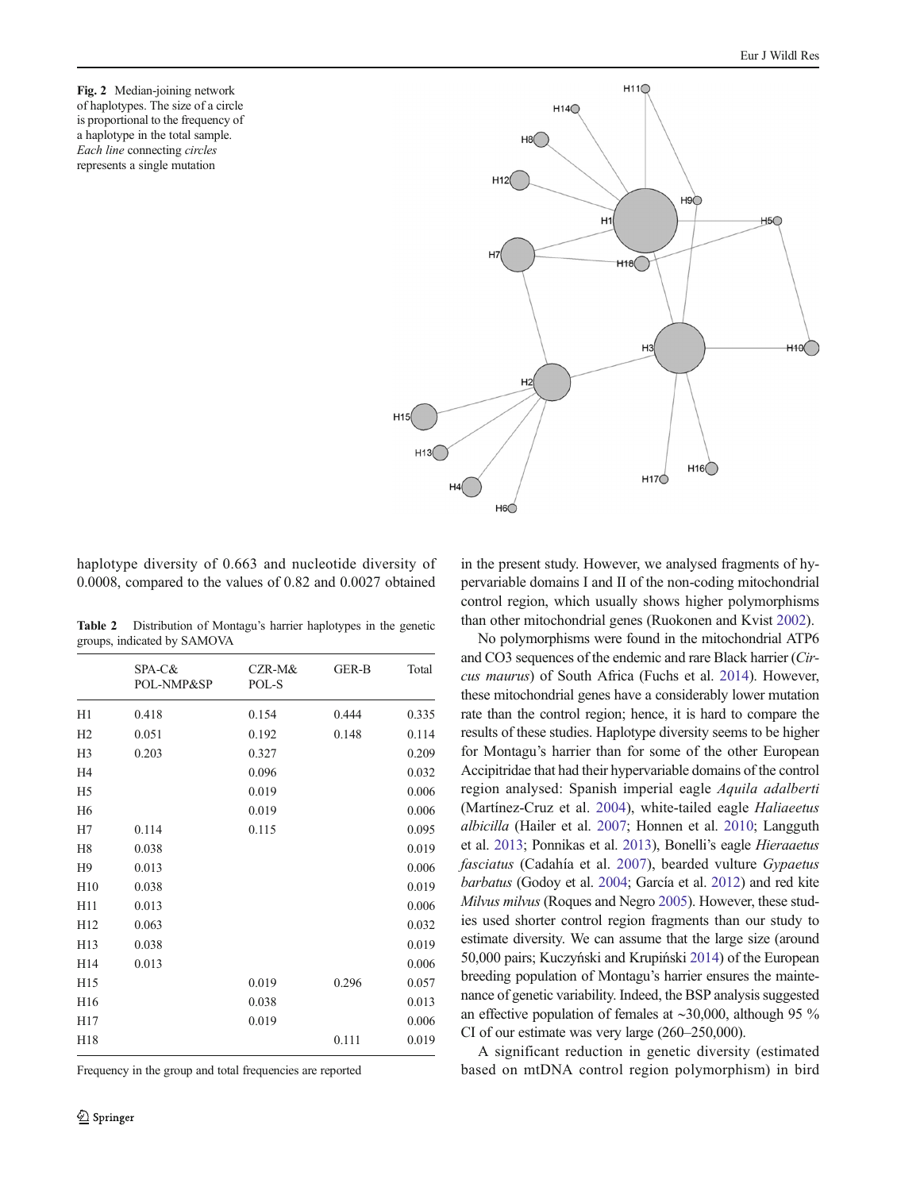**Fig. 2** Median-joining network of haplotypes. The size of a circle is proportional to the frequency of a haplotype in the total sample. *Each line* connecting *circles* represents a single mutation

haplotype diversity of 0.663 and nucleotide diversity of 0.0008, compared to the values of 0.82 and 0.0027 obtained in the present study. However, we analysed fragments of hypervariable domains I and II of the non-coding mitochondrial control region, which usually shows higher polymorphisms than other mitochondrial genes (Ruokonen and Kvist 2002).

**Table 2** Distribution of Montagu's harrier haplotypes in the genetic groups, indicated by SAMOVA

| | SPA-C& POL-NMP&SP | CZR-M& POL-S | GER-B | Total |
|---|---|---|---|---|
| H1 | 0.418 | 0.154 | 0.444 | 0.335 |
| H2 | 0.051 | 0.192 | 0.148 | 0.114 |
| H3 | 0.203 | 0.327 | | 0.209 |
| H4 | | 0.096 | | 0.032 |
| H5 | | 0.019 | | 0.006 |
| H6 | | 0.019 | | 0.006 |
| H7 | 0.114 | 0.115 | | 0.095 |
| H8 | 0.038 | | | 0.019 |
| H9 | 0.013 | | | 0.006 |
| H10 | 0.038 | | | 0.019 |
| H11 | 0.013 | | | 0.006 |
| H12 | 0.063 | | | 0.032 |
| H13 | 0.038 | | | 0.019 |
| H14 | 0.013 | | | 0.006 |
| H15 | | 0.019 | 0.296 | 0.057 |
| H16 | | 0.038 | | 0.013 |
| H17 | | 0.019 | | 0.006 |
| H18 | | | 0.111 | 0.019 |

Frequency in the group and total frequencies are reported

No polymorphisms were found in the mitochondrial ATP6 and CO3 sequences of the endemic and rare Black harrier (*Circus maurus*) of South Africa (Fuchs et al. 2014). However, these mitochondrial genes have a considerably lower mutation rate than the control region; hence, it is hard to compare the results of these studies. Haplotype diversity seems to be higher for Montagu's harrier than for some of the other European Accipitridae that had their hypervariable domains of the control region analysed: Spanish imperial eagle *Aquila adalberti* (Martínez-Cruz et al. 2004), white-tailed eagle *Haliaeetus albicilla* (Hailer et al. 2007; Honnen et al. 2010; Langguth et al. 2013; Ponnikas et al. 2013), Bonelli's eagle *Hieraaetus fasciatus* (Cadahía et al. 2007), bearded vulture *Gypaetus barbatus* (Godoy et al. 2004; García et al. 2012) and red kite *Milvus milvus* (Roques and Negro 2005). However, these studies used shorter control region fragments than our study to estimate diversity. We can assume that the large size (around 50,000 pairs; Kuczyński and Krupiński 2014) of the European breeding population of Montagu's harrier ensures the maintenance of genetic variability. Indeed, the BSP analysis suggested an effective population of females at ~30,000, although 95 % CI of our estimate was very large (260–250,000).

A significant reduction in genetic diversity (estimated based on mtDNA control region polymorphism) in bird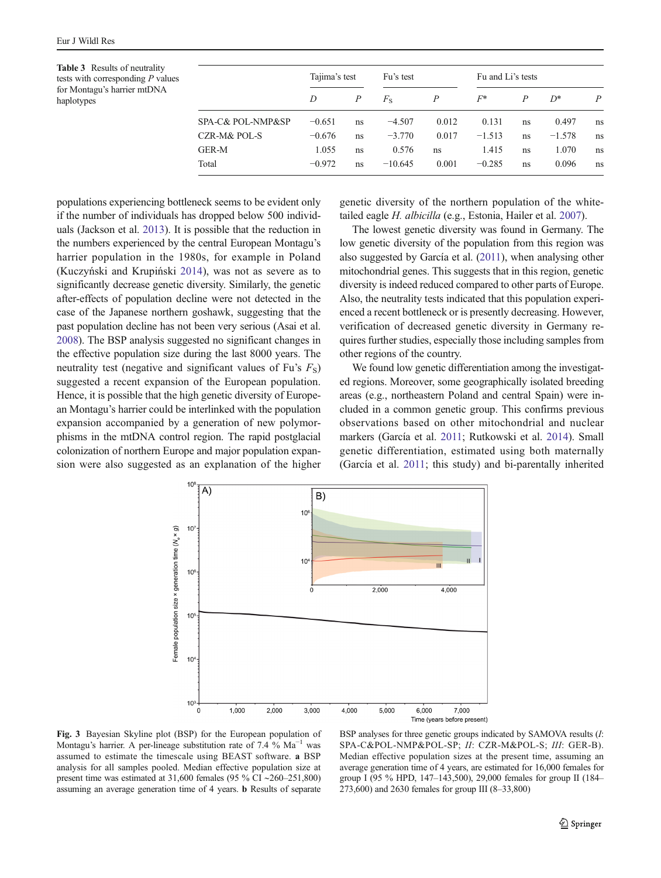**Table 3** Results of neutrality tests with corresponding *P* values for Montagu's harrier mtDNA haplotypes

| | Tajima's test | | Fu's test | | Fu and Li's tests | | | |
|---|---|---|---|---|---|---|---|---|
| | *D* | *P* | $F_S$ | *P* | *F** | *P* | *D** | *P* |
| SPA-C& POL-NMP&SP | −0.651 | ns | −4.507 | 0.012 | 0.131 | ns | 0.497 | ns |
| CZR-M& POL-S | −0.676 | ns | −3.770 | 0.017 | −1.513 | ns | −1.578 | ns |
| GER-M | 1.055 | ns | 0.576 | ns | 1.415 | ns | 1.070 | ns |
| Total | −0.972 | ns | −10.645 | 0.001 | −0.285 | ns | 0.096 | ns |

populations experiencing bottleneck seems to be evident only if the number of individuals has dropped below 500 individuals (Jackson et al. 2013). It is possible that the reduction in the numbers experienced by the central European Montagu's harrier population in the 1980s, for example in Poland (Kuczyński and Krupiński 2014), was not as severe as to significantly decrease genetic diversity. Similarly, the genetic after-effects of population decline were not detected in the case of the Japanese northern goshawk, suggesting that the past population decline has not been very serious (Asai et al. 2008). The BSP analysis suggested no significant changes in the effective population size during the last 8000 years. The neutrality test (negative and significant values of Fu's $F_S$) suggested a recent expansion of the European population. Hence, it is possible that the high genetic diversity of European Montagu's harrier could be interlinked with the population expansion accompanied by a generation of new polymorphisms in the mtDNA control region. The rapid postglacial colonization of northern Europe and major population expansion were also suggested as an explanation of the higher genetic diversity of the northern population of the white-tailed eagle *H. albicilla* (e.g., Estonia, Hailer et al. 2007).

The lowest genetic diversity was found in Germany. The low genetic diversity of the population from this region was also suggested by García et al. (2011), when analysing other mitochondrial genes. This suggests that in this region, genetic diversity is indeed reduced compared to other parts of Europe. Also, the neutrality tests indicated that this population experienced a recent bottleneck or is presently decreasing. However, verification of decreased genetic diversity in Germany requires further studies, especially those including samples from other regions of the country.

We found low genetic differentiation among the investigated regions. Moreover, some geographically isolated breeding areas (e.g., northeastern Poland and central Spain) were included in a common genetic group. This confirms previous observations based on other mitochondrial and nuclear markers (García et al. 2011; Rutkowski et al. 2014). Small genetic differentiation, estimated using both maternally (García et al. 2011; this study) and bi-parentally inherited

**Fig. 3** Bayesian Skyline plot (BSP) for the European population of Montagu's harrier. A per-lineage substitution rate of 7.4 % $Ma^{-1}$ was assumed to estimate the timescale using BEAST software. **a** BSP analysis for all samples pooled. Median effective population size at present time was estimated at 31,600 females (95 % CI ~260–251,800) assuming an average generation time of 4 years. **b** Results of separate BSP analyses for three genetic groups indicated by SAMOVA results (*I*: SPA-C&POL-NMP&POL-SP; *II*: CZR-M&POL-S; *III*: GER-B). Median effective population sizes at the present time, assuming an average generation time of 4 years, are estimated for 16,000 females for group I (95 % HPD, 147–143,500), 29,000 females for group II (184–273,600) and 2630 females for group III (8–33,800)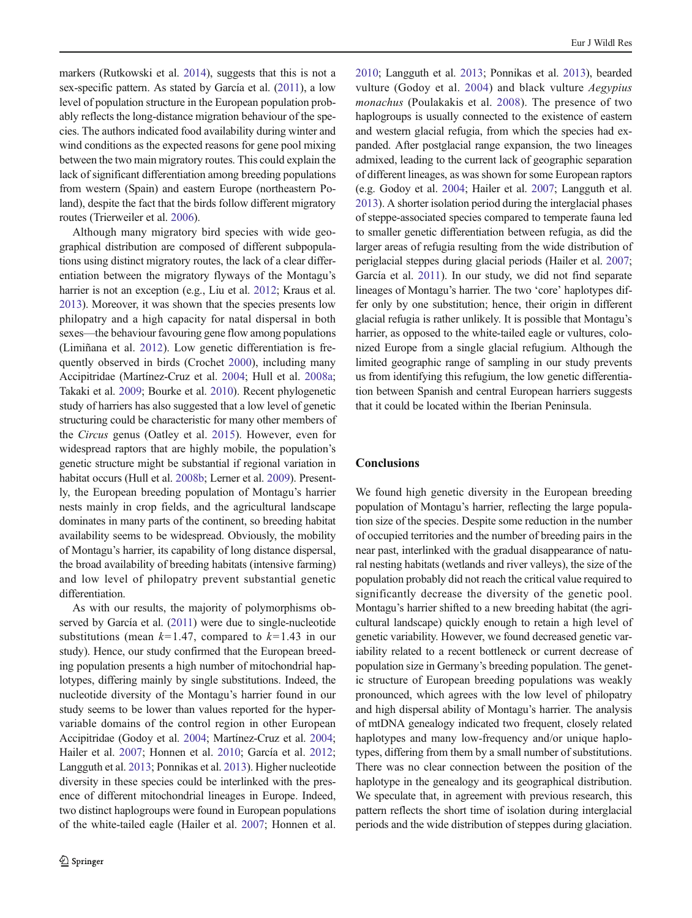markers (Rutkowski et al. 2014), suggests that this is not a sex-specific pattern. As stated by García et al. (2011), a low level of population structure in the European population probably reflects the long-distance migration behaviour of the species. The authors indicated food availability during winter and wind conditions as the expected reasons for gene pool mixing between the two main migratory routes. This could explain the lack of significant differentiation among breeding populations from western (Spain) and eastern Europe (northeastern Poland), despite the fact that the birds follow different migratory routes (Trierweiler et al. 2006).

Although many migratory bird species with wide geographical distribution are composed of different subpopulations using distinct migratory routes, the lack of a clear differentiation between the migratory flyways of the Montagu's harrier is not an exception (e.g., Liu et al. 2012; Kraus et al. 2013). Moreover, it was shown that the species presents low philopatry and a high capacity for natal dispersal in both sexes—the behaviour favouring gene flow among populations (Limiñana et al. 2012). Low genetic differentiation is frequently observed in birds (Crochet 2000), including many Accipitridae (Martínez-Cruz et al. 2004; Hull et al. 2008a; Takaki et al. 2009; Bourke et al. 2010). Recent phylogenetic study of harriers has also suggested that a low level of genetic structuring could be characteristic for many other members of the *Circus* genus (Oatley et al. 2015). However, even for widespread raptors that are highly mobile, the population's genetic structure might be substantial if regional variation in habitat occurs (Hull et al. 2008b; Lerner et al. 2009). Presently, the European breeding population of Montagu's harrier nests mainly in crop fields, and the agricultural landscape dominates in many parts of the continent, so breeding habitat availability seems to be widespread. Obviously, the mobility of Montagu's harrier, its capability of long distance dispersal, the broad availability of breeding habitats (intensive farming) and low level of philopatry prevent substantial genetic differentiation.

As with our results, the majority of polymorphisms observed by García et al. (2011) were due to single-nucleotide substitutions (mean $k=1.47$, compared to $k=1.43$ in our study). Hence, our study confirmed that the European breeding population presents a high number of mitochondrial haplotypes, differing mainly by single substitutions. Indeed, the nucleotide diversity of the Montagu's harrier found in our study seems to be lower than values reported for the hypervariable domains of the control region in other European Accipitridae (Godoy et al. 2004; Martínez-Cruz et al. 2004; Hailer et al. 2007; Honnen et al. 2010; García et al. 2012; Langguth et al. 2013; Ponnikas et al. 2013). Higher nucleotide diversity in these species could be interlinked with the presence of different mitochondrial lineages in Europe. Indeed, two distinct haplogroups were found in European populations of the white-tailed eagle (Hailer et al. 2007; Honnen et al. 2010; Langguth et al. 2013; Ponnikas et al. 2013), bearded vulture (Godoy et al. 2004) and black vulture *Aegypius monachus* (Poulakakis et al. 2008). The presence of two haplogroups is usually connected to the existence of eastern and western glacial refugia, from which the species had expanded. After postglacial range expansion, the two lineages admixed, leading to the current lack of geographic separation of different lineages, as was shown for some European raptors (e.g. Godoy et al. 2004; Hailer et al. 2007; Langguth et al. 2013). A shorter isolation period during the interglacial phases of steppe-associated species compared to temperate fauna led to smaller genetic differentiation between refugia, as did the larger areas of refugia resulting from the wide distribution of periglacial steppes during glacial periods (Hailer et al. 2007; García et al. 2011). In our study, we did not find separate lineages of Montagu's harrier. The two 'core' haplotypes differ only by one substitution; hence, their origin in different glacial refugia is rather unlikely. It is possible that Montagu's harrier, as opposed to the white-tailed eagle or vultures, colonized Europe from a single glacial refugium. Although the limited geographic range of sampling in our study prevents us from identifying this refugium, the low genetic differentiation between Spanish and central European harriers suggests that it could be located within the Iberian Peninsula.

## Conclusions

We found high genetic diversity in the European breeding population of Montagu's harrier, reflecting the large population size of the species. Despite some reduction in the number of occupied territories and the number of breeding pairs in the near past, interlinked with the gradual disappearance of natural nesting habitats (wetlands and river valleys), the size of the population probably did not reach the critical value required to significantly decrease the diversity of the genetic pool. Montagu's harrier shifted to a new breeding habitat (the agricultural landscape) quickly enough to retain a high level of genetic variability. However, we found decreased genetic variability related to a recent bottleneck or current decrease of population size in Germany's breeding population. The genetic structure of European breeding populations was weakly pronounced, which agrees with the low level of philopatry and high dispersal ability of Montagu's harrier. The analysis of mtDNA genealogy indicated two frequent, closely related haplotypes and many low-frequency and/or unique haplotypes, differing from them by a small number of substitutions. There was no clear connection between the position of the haplotype in the genealogy and its geographical distribution. We speculate that, in agreement with previous research, this pattern reflects the short time of isolation during interglacial periods and the wide distribution of steppes during glaciation.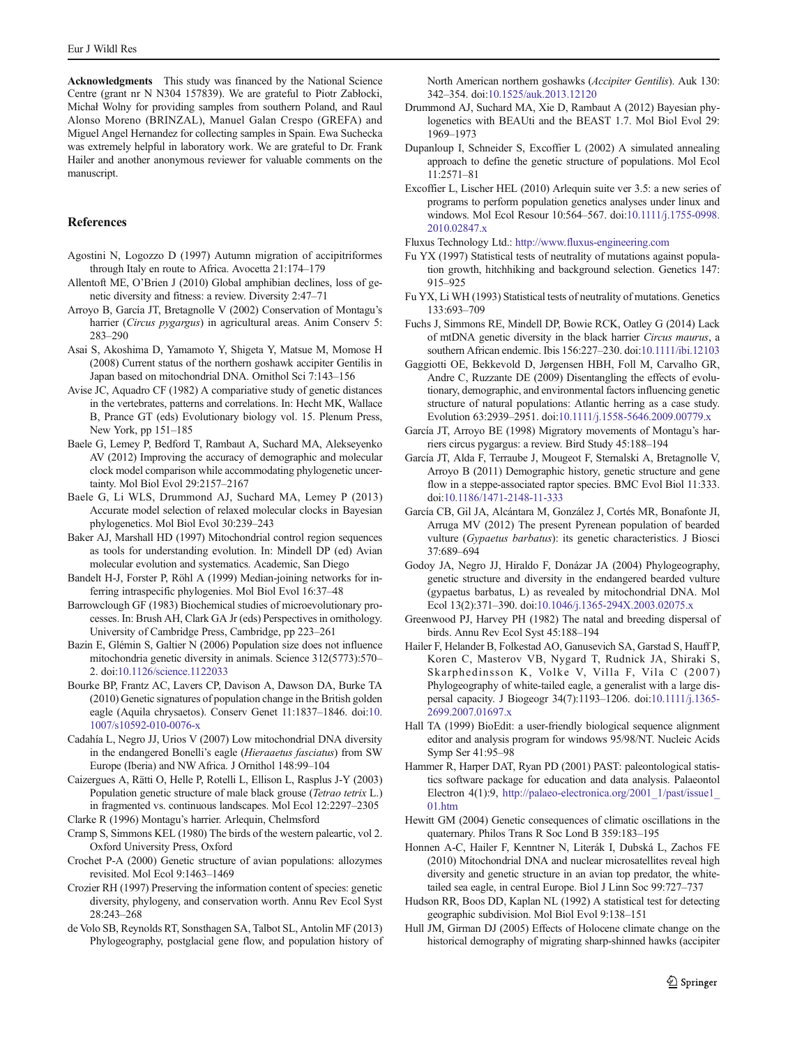**Acknowledgments** This study was financed by the National Science Centre (grant nr N N304 157839). We are grateful to Piotr Zabłocki, Michał Wolny for providing samples from southern Poland, and Raul Alonso Moreno (BRINZAL), Manuel Galan Crespo (GREFA) and Miguel Angel Hernandez for collecting samples in Spain. Ewa Suchecka was extremely helpful in laboratory work. We are grateful to Dr. Frank Hailer and another anonymous reviewer for valuable comments on the manuscript.

## References

Agostini N, Logozzo D (1997) Autumn migration of accipitriformes through Italy en route to Africa. Avocetta 21:174–179

Allentoft ME, O'Brien J (2010) Global amphibian declines, loss of genetic diversity and fitness: a review. Diversity 2:47–71

Arroyo B, García JT, Bretagnolle V (2002) Conservation of Montagu's harrier (*Circus pygargus*) in agricultural areas. Anim Conserv 5: 283–290

Asai S, Akoshima D, Yamamoto Y, Shigeta Y, Matsue M, Momose H (2008) Current status of the northern goshawk accipiter Gentilis in Japan based on mitochondrial DNA. Ornithol Sci 7:143–156

Avise JC, Aquadro CF (1982) A compariative study of genetic distances in the vertebrates, patterns and correlations. In: Hecht MK, Wallace B, Prance GT (eds) Evolutionary biology vol. 15. Plenum Press, New York, pp 151–185

Baele G, Lemey P, Bedford T, Rambaut A, Suchard MA, Alekseyenko AV (2012) Improving the accuracy of demographic and molecular clock model comparison while accommodating phylogenetic uncertainty. Mol Biol Evol 29:2157–2167

Baele G, Li WLS, Drummond AJ, Suchard MA, Lemey P (2013) Accurate model selection of relaxed molecular clocks in Bayesian phylogenetics. Mol Biol Evol 30:239–243

Baker AJ, Marshall HD (1997) Mitochondrial control region sequences as tools for understanding evolution. In: Mindell DP (ed) Avian molecular evolution and systematics. Academic, San Diego

Bandelt H-J, Forster P, Röhl A (1999) Median-joining networks for inferring intraspecific phylogenies. Mol Biol Evol 16:37–48

Barrowclough GF (1983) Biochemical studies of microevolutionary processes. In: Brush AH, Clark GA Jr (eds) Perspectives in ornithology. University of Cambridge Press, Cambridge, pp 223–261

Bazin E, Glémin S, Galtier N (2006) Population size does not influence mitochondria genetic diversity in animals. Science 312(5773):570–2. doi:10.1126/science.1122033

Bourke BP, Frantz AC, Lavers CP, Davison A, Dawson DA, Burke TA (2010) Genetic signatures of population change in the British golden eagle (Aquila chrysaetos). Conserv Genet 11:1837–1846. doi:10.1007/s10592-010-0076-x

Cadahía L, Negro JJ, Urios V (2007) Low mitochondrial DNA diversity in the endangered Bonelli's eagle (*Hieraaetus fasciatus*) from SW Europe (Iberia) and NW Africa. J Ornithol 148:99–104

Caizergues A, Rätti O, Helle P, Rotelli L, Ellison L, Rasplus J-Y (2003) Population genetic structure of male black grouse (*Tetrao tetrix* L.) in fragmented vs. continuous landscapes. Mol Ecol 12:2297–2305

Clarke R (1996) Montagu's harrier. Arlequin, Chelmsford

Cramp S, Simmons KEL (1980) The birds of the western paleartic, vol 2. Oxford University Press, Oxford

Crochet P-A (2000) Genetic structure of avian populations: allozymes revisited. Mol Ecol 9:1463–1469

Crozier RH (1997) Preserving the information content of species: genetic diversity, phylogeny, and conservation worth. Annu Rev Ecol Syst 28:243–268

de Volo SB, Reynolds RT, Sonsthagen SA, Talbot SL, Antolin MF (2013) Phylogeography, postglacial gene flow, and population history of North American northern goshawks (*Accipiter Gentilis*). Auk 130: 342–354. doi:10.1525/auk.2013.12120

Drummond AJ, Suchard MA, Xie D, Rambaut A (2012) Bayesian phylogenetics with BEAUti and the BEAST 1.7. Mol Biol Evol 29: 1969–1973

Dupanloup I, Schneider S, Excoffier L (2002) A simulated annealing approach to define the genetic structure of populations. Mol Ecol 11:2571–81

Excoffier L, Lischer HEL (2010) Arlequin suite ver 3.5: a new series of programs to perform population genetics analyses under linux and windows. Mol Ecol Resour 10:564–567. doi:10.1111/j.1755-0998.2010.02847.x

Fluxus Technology Ltd.: http://www.fluxus-engineering.com

Fu YX (1997) Statistical tests of neutrality of mutations against population growth, hitchhiking and background selection. Genetics 147: 915–925

Fu YX, Li WH (1993) Statistical tests of neutrality of mutations. Genetics 133:693–709

Fuchs J, Simmons RE, Mindell DP, Bowie RCK, Oatley G (2014) Lack of mtDNA genetic diversity in the black harrier *Circus maurus*, a southern African endemic. Ibis 156:227–230. doi:10.1111/ibi.12103

Gaggiotti OE, Bekkevold D, Jørgensen HBH, Foll M, Carvalho GR, Andre C, Ruzzante DE (2009) Disentangling the effects of evolutionary, demographic, and environmental factors influencing genetic structure of natural populations: Atlantic herring as a case study. Evolution 63:2939–2951. doi:10.1111/j.1558-5646.2009.00779.x

García JT, Arroyo BE (1998) Migratory movements of Montagu's harriers circus pygargus: a review. Bird Study 45:188–194

García JT, Alda F, Terraube J, Mougeot F, Sternalski A, Bretagnolle V, Arroyo B (2011) Demographic history, genetic structure and gene flow in a steppe-associated raptor species. BMC Evol Biol 11:333. doi:10.1186/1471-2148-11-333

García CB, Gil JA, Alcántara M, González J, Cortés MR, Bonafonte JI, Arruga MV (2012) The present Pyrenean population of bearded vulture (*Gypaetus barbatus*): its genetic characteristics. J Biosci 37:689–694

Godoy JA, Negro JJ, Hiraldo F, Donázar JA (2004) Phylogeography, genetic structure and diversity in the endangered bearded vulture (gypaetus barbatus, L) as revealed by mitochondrial DNA. Mol Ecol 13(2):371–390. doi:10.1046/j.1365-294X.2003.02075.x

Greenwood PJ, Harvey PH (1982) The natal and breeding dispersal of birds. Annu Rev Ecol Syst 45:188–194

Hailer F, Helander B, Folkestad AO, Ganusevich SA, Garstad S, Hauff P, Koren C, Masterov VB, Nygard T, Rudnick JA, Shiraki S, Skarphedinsson K, Volke V, Villa F, Vila C (2007) Phylogeography of white-tailed eagle, a generalist with a large dispersal capacity. J Biogeogr 34(7):1193–1206. doi:10.1111/j.1365-2699.2007.01697.x

Hall TA (1999) BioEdit: a user-friendly biological sequence alignment editor and analysis program for windows 95/98/NT. Nucleic Acids Symp Ser 41:95–98

Hammer R, Harper DAT, Ryan PD (2001) PAST: paleontological statistics software package for education and data analysis. Palaeontol Electron 4(1):9, http://palaeo-electronica.org/2001_1/past/issue1_01.htm

Hewitt GM (2004) Genetic consequences of climatic oscillations in the quaternary. Philos Trans R Soc Lond B 359:183–195

Honnen A-C, Hailer F, Kenntner N, Literák I, Dubská L, Zachos FE (2010) Mitochondrial DNA and nuclear microsatellites reveal high diversity and genetic structure in an avian top predator, the white-tailed sea eagle, in central Europe. Biol J Linn Soc 99:727–737

Hudson RR, Boos DD, Kaplan NL (1992) A statistical test for detecting geographic subdivision. Mol Biol Evol 9:138–151

Hull JM, Girman DJ (2005) Effects of Holocene climate change on the historical demography of migrating sharp-shinned hawks (accipiter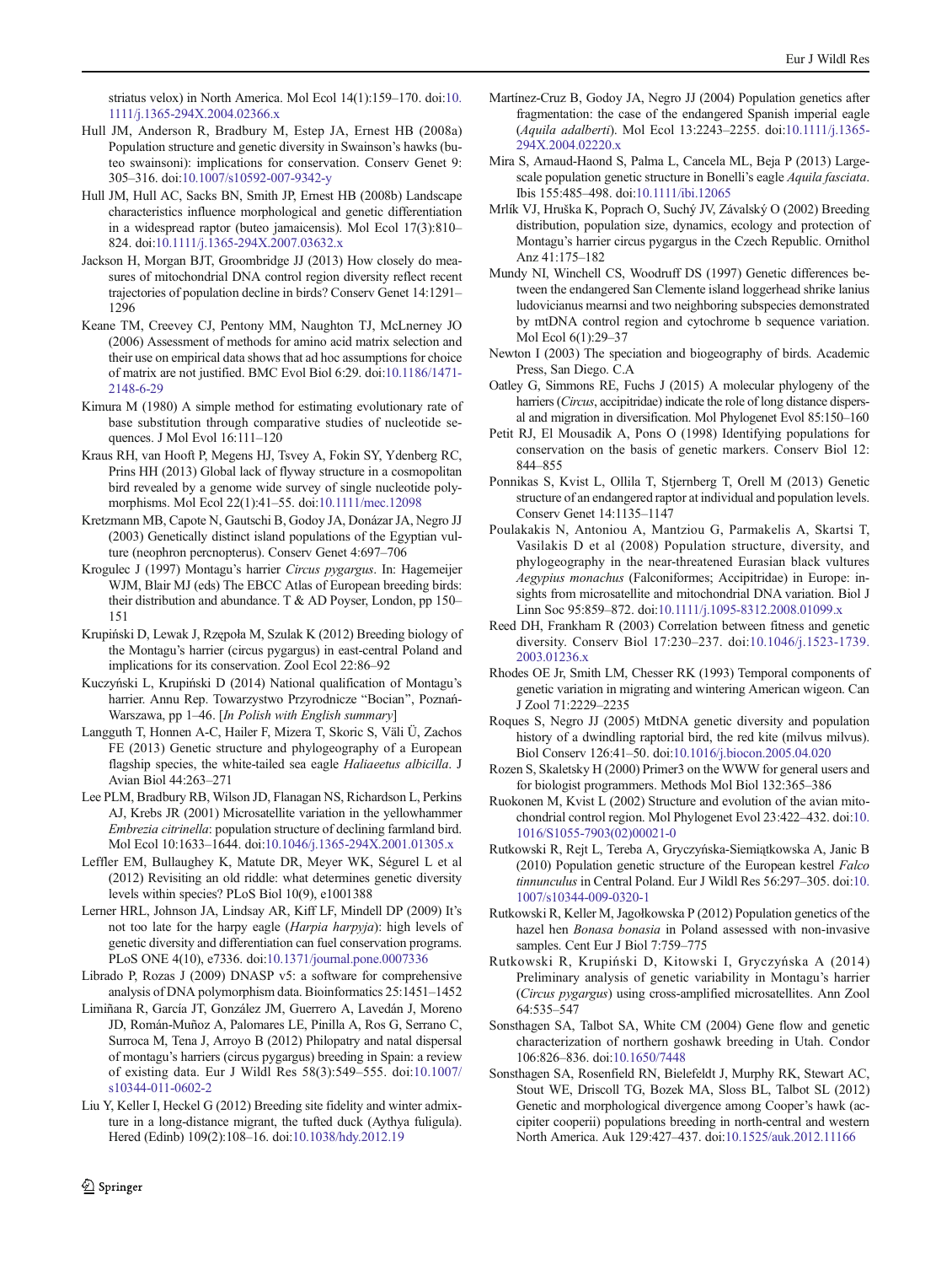striatus velox) in North America. Mol Ecol 14(1):159–170. doi:10.1111/j.1365-294X.2004.02366.x

Hull JM, Anderson R, Bradbury M, Estep JA, Ernest HB (2008a) Population structure and genetic diversity in Swainson's hawks (buteo swainsoni): implications for conservation. Conserv Genet 9: 305–316. doi:10.1007/s10592-007-9342-y

Hull JM, Hull AC, Sacks BN, Smith JP, Ernest HB (2008b) Landscape characteristics influence morphological and genetic differentiation in a widespread raptor (buteo jamaicensis). Mol Ecol 17(3):810–824. doi:10.1111/j.1365-294X.2007.03632.x

Jackson H, Morgan BJT, Groombridge JJ (2013) How closely do measures of mitochondrial DNA control region diversity reflect recent trajectories of population decline in birds? Conserv Genet 14:1291–1296

Keane TM, Creevey CJ, Pentony MM, Naughton TJ, McLnerney JO (2006) Assessment of methods for amino acid matrix selection and their use on empirical data shows that ad hoc assumptions for choice of matrix are not justified. BMC Evol Biol 6:29. doi:10.1186/1471-2148-6-29

Kimura M (1980) A simple method for estimating evolutionary rate of base substitution through comparative studies of nucleotide sequences. J Mol Evol 16:111–120

Kraus RH, van Hooft P, Megens HJ, Tsvey A, Fokin SY, Ydenberg RC, Prins HH (2013) Global lack of flyway structure in a cosmopolitan bird revealed by a genome wide survey of single nucleotide polymorphisms. Mol Ecol 22(1):41–55. doi:10.1111/mec.12098

Kretzmann MB, Capote N, Gautschi B, Godoy JA, Donázar JA, Negro JJ (2003) Genetically distinct island populations of the Egyptian vulture (neophron percnopterus). Conserv Genet 4:697–706

Krogulec J (1997) Montagu's harrier *Circus pygargus*. In: Hagemeijer WJM, Blair MJ (eds) The EBCC Atlas of European breeding birds: their distribution and abundance. T & AD Poyser, London, pp 150–151

Krupiński D, Lewak J, Rzępoła M, Szulak K (2012) Breeding biology of the Montagu's harrier (circus pygargus) in east-central Poland and implications for its conservation. Zool Ecol 22:86–92

Kuczyński L, Krupiński D (2014) National qualification of Montagu's harrier. Annu Rep. Towarzystwo Przyrodnicze "Bocian", Poznań-Warszawa, pp 1–46. [*In Polish with English summary*]

Langguth T, Honnen A-C, Hailer F, Mizera T, Skoric S, Väli Ü, Zachos FE (2013) Genetic structure and phylogeography of a European flagship species, the white-tailed sea eagle *Haliaeetus albicilla*. J Avian Biol 44:263–271

Lee PLM, Bradbury RB, Wilson JD, Flanagan NS, Richardson L, Perkins AJ, Krebs JR (2001) Microsatellite variation in the yellowhammer *Embrezia citrinella*: population structure of declining farmland bird. Mol Ecol 10:1633–1644. doi:10.1046/j.1365-294X.2001.01305.x

Leffler EM, Bullaughey K, Matute DR, Meyer WK, Ségurel L et al (2012) Revisiting an old riddle: what determines genetic diversity levels within species? PLoS Biol 10(9), e1001388

Lerner HRL, Johnson JA, Lindsay AR, Kiff LF, Mindell DP (2009) It's not too late for the harpy eagle (*Harpia harpyja*): high levels of genetic diversity and differentiation can fuel conservation programs. PLoS ONE 4(10), e7336. doi:10.1371/journal.pone.0007336

Librado P, Rozas J (2009) DNASP v5: a software for comprehensive analysis of DNA polymorphism data. Bioinformatics 25:1451–1452

Limiñana R, García JT, González JM, Guerrero A, Lavedán J, Moreno JD, Román-Muñoz A, Palomares LE, Pinilla A, Ros G, Serrano C, Surroca M, Tena J, Arroyo B (2012) Philopatry and natal dispersal of montagu's harriers (circus pygargus) breeding in Spain: a review of existing data. Eur J Wildl Res 58(3):549–555. doi:10.1007/s10344-011-0602-2

Liu Y, Keller I, Heckel G (2012) Breeding site fidelity and winter admixture in a long-distance migrant, the tufted duck (Aythya fuligula). Hered (Edinb) 109(2):108–16. doi:10.1038/hdy.2012.19

Martínez-Cruz B, Godoy JA, Negro JJ (2004) Population genetics after fragmentation: the case of the endangered Spanish imperial eagle (*Aquila adalberti*). Mol Ecol 13:2243–2255. doi:10.1111/j.1365-294X.2004.02220.x

Mira S, Arnaud-Haond S, Palma L, Cancela ML, Beja P (2013) Large-scale population genetic structure in Bonelli's eagle *Aquila fasciata*. Ibis 155:485–498. doi:10.1111/ibi.12065

Mrlík VJ, Hruška K, Poprach O, Suchý JV, Závalský O (2002) Breeding distribution, population size, dynamics, ecology and protection of Montagu's harrier circus pygargus in the Czech Republic. Ornithol Anz 41:175–182

Mundy NI, Winchell CS, Woodruff DS (1997) Genetic differences between the endangered San Clemente island loggerhead shrike lanius ludovicianus mearnsi and two neighboring subspecies demonstrated by mtDNA control region and cytochrome b sequence variation. Mol Ecol 6(1):29–37

Newton I (2003) The speciation and biogeography of birds. Academic Press, San Diego. C.A

Oatley G, Simmons RE, Fuchs J (2015) A molecular phylogeny of the harriers (*Circus*, accipitridae) indicate the role of long distance dispersal and migration in diversification. Mol Phylogenet Evol 85:150–160

Petit RJ, El Mousadik A, Pons O (1998) Identifying populations for conservation on the basis of genetic markers. Conserv Biol 12: 844–855

Ponnikas S, Kvist L, Ollila T, Stjernberg T, Orell M (2013) Genetic structure of an endangered raptor at individual and population levels. Conserv Genet 14:1135–1147

Poulakakis N, Antoniou A, Mantziou G, Parmakelis A, Skartsi T, Vasilakis D et al (2008) Population structure, diversity, and phylogeography in the near-threatened Eurasian black vultures *Aegypius monachus* (Falconiformes; Accipitridae) in Europe: insights from microsatellite and mitochondrial DNA variation. Biol J Linn Soc 95:859–872. doi:10.1111/j.1095-8312.2008.01099.x

Reed DH, Frankham R (2003) Correlation between fitness and genetic diversity. Conserv Biol 17:230–237. doi:10.1046/j.1523-1739.2003.01236.x

Rhodes OE Jr, Smith LM, Chesser RK (1993) Temporal components of genetic variation in migrating and wintering American wigeon. Can J Zool 71:2229–2235

Roques S, Negro JJ (2005) MtDNA genetic diversity and population history of a dwindling raptorial bird, the red kite (milvus milvus). Biol Conserv 126:41–50. doi:10.1016/j.biocon.2005.04.020

Rozen S, Skaletsky H (2000) Primer3 on the WWW for general users and for biologist programmers. Methods Mol Biol 132:365–386

Ruokonen M, Kvist L (2002) Structure and evolution of the avian mitochondrial control region. Mol Phylogenet Evol 23:422–432. doi:10.1016/S1055-7903(02)00021-0

Rutkowski R, Rejt L, Tereba A, Gryczyńska-Siemiątkowska A, Janic B (2010) Population genetic structure of the European kestrel *Falco tinnunculus* in Central Poland. Eur J Wildl Res 56:297–305. doi:10.1007/s10344-009-0320-1

Rutkowski R, Keller M, Jagołkowska P (2012) Population genetics of the hazel hen *Bonasa bonasia* in Poland assessed with non-invasive samples. Cent Eur J Biol 7:759–775

Rutkowski R, Krupiński D, Kitowski I, Gryczyńska A (2014) Preliminary analysis of genetic variability in Montagu's harrier (*Circus pygargus*) using cross-amplified microsatellites. Ann Zool 64:535–547

Sonsthagen SA, Talbot SA, White CM (2004) Gene flow and genetic characterization of northern goshawk breeding in Utah. Condor 106:826–836. doi:10.1650/7448

Sonsthagen SA, Rosenfield RN, Bielefeldt J, Murphy RK, Stewart AC, Stout WE, Driscoll TG, Bozek MA, Sloss BL, Talbot SL (2012) Genetic and morphological divergence among Cooper's hawk (accipiter cooperii) populations breeding in north-central and western North America. Auk 129:427–437. doi:10.1525/auk.2012.11166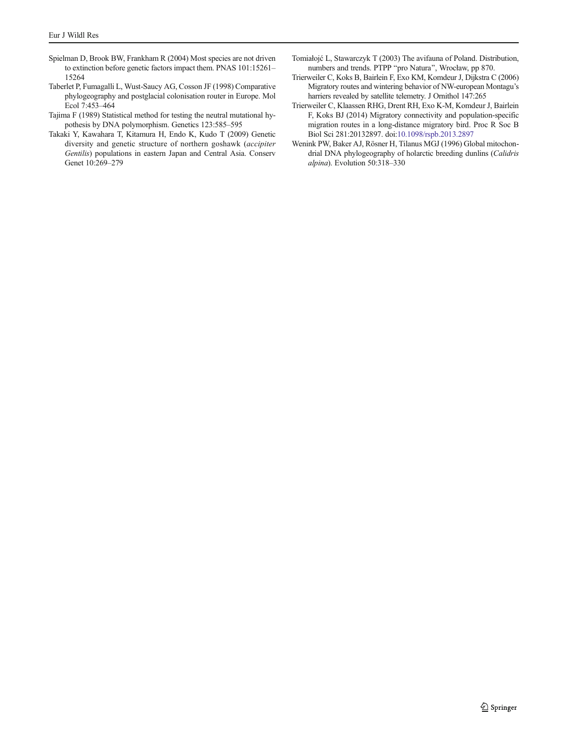Spielman D, Brook BW, Frankham R (2004) Most species are not driven to extinction before genetic factors impact them. PNAS 101:15261–15264

Taberlet P, Fumagalli L, Wust-Saucy AG, Cosson JF (1998) Comparative phylogeography and postglacial colonisation router in Europe. Mol Ecol 7:453–464

Tajima F (1989) Statistical method for testing the neutral mutational hypothesis by DNA polymorphism. Genetics 123:585–595

Takaki Y, Kawahara T, Kitamura H, Endo K, Kudo T (2009) Genetic diversity and genetic structure of northern goshawk (*accipiter Gentilis*) populations in eastern Japan and Central Asia. Conserv Genet 10:269–279

Tomiałojć L, Stawarczyk T (2003) The avifauna of Poland. Distribution, numbers and trends. PTPP "pro Natura", Wrocław, pp 870.

Trierweiler C, Koks B, Bairlein F, Exo KM, Komdeur J, Dijkstra C (2006) Migratory routes and wintering behavior of NW-european Montagu's harriers revealed by satellite telemetry. J Ornithol 147:265

Trierweiler C, Klaassen RHG, Drent RH, Exo K-M, Komdeur J, Bairlein F, Koks BJ (2014) Migratory connectivity and population-specific migration routes in a long-distance migratory bird. Proc R Soc B Biol Sci 281:20132897. doi:10.1098/rspb.2013.2897

Wenink PW, Baker AJ, Rösner H, Tilanus MGJ (1996) Global mitochondrial DNA phylogeography of holarctic breeding dunlins (*Calidris alpina*). Evolution 50:318–330